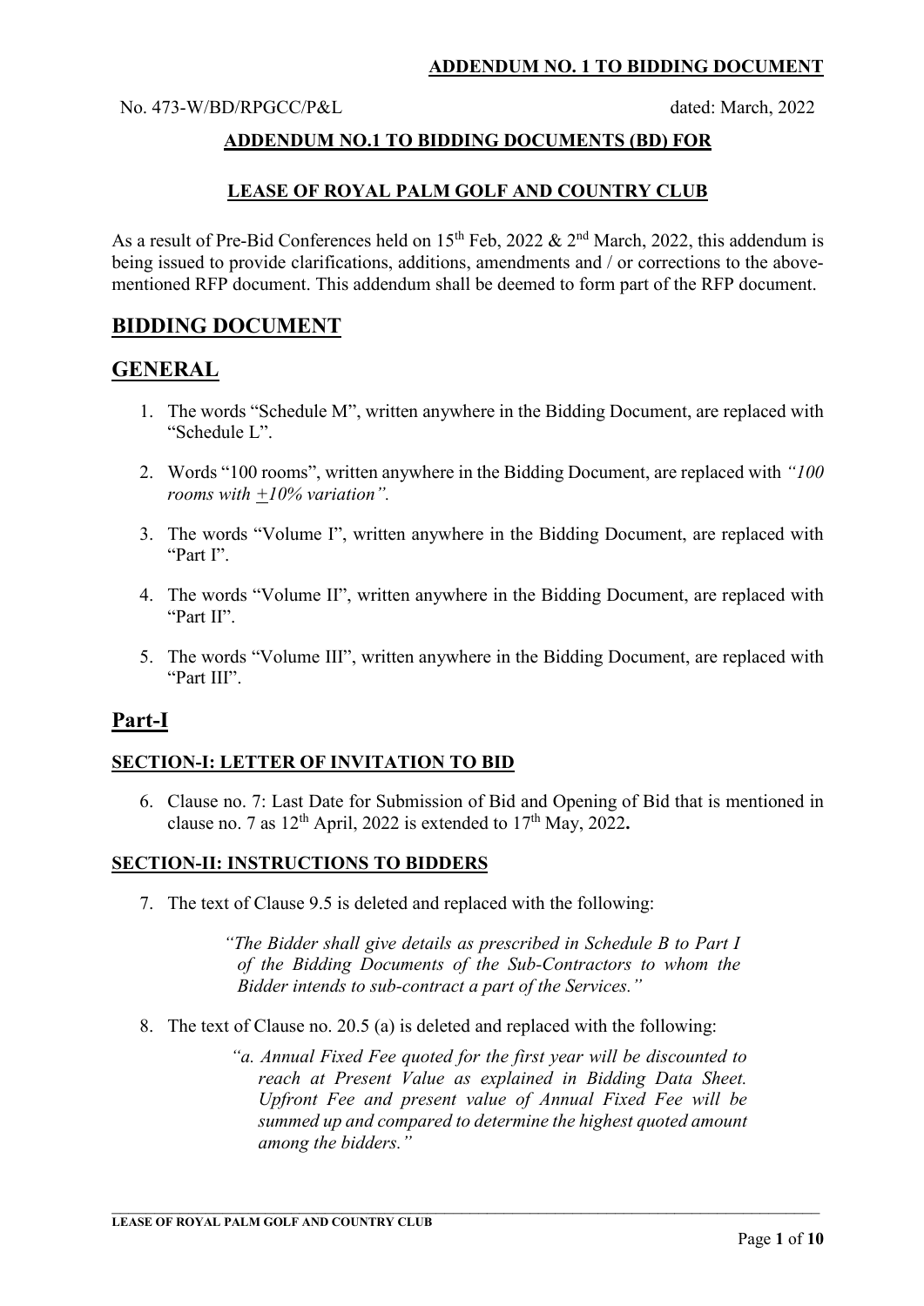**ADDENDUM NO. 1 TO BIDDING DOCUMENT**

No. 473-W/BD/RPGCC/P&L dated: March, 2022

**ADDENDUM NO.1 TO BIDDING DOCUMENTS (BD) FOR**

**LEASE OF ROYAL PALM GOLF AND COUNTRY CLUB**

As a result of Pre-Bid Conferences held on 15th Feb, 2022 & 2nd March, 2022, this addendum is being issued to provide clarifications, additions, amendments and / or corrections to the above-mentioned RFP document. This addendum shall be deemed to form part of the RFP document.

# BIDDING DOCUMENT

# GENERAL

1. The words "Schedule M", written anywhere in the Bidding Document, are replaced with "Schedule L".
2. Words "100 rooms", written anywhere in the Bidding Document, are replaced with *"100 rooms with ±10% variation".*
3. The words "Volume I", written anywhere in the Bidding Document, are replaced with "Part I".
4. The words "Volume II", written anywhere in the Bidding Document, are replaced with "Part II".
5. The words "Volume III", written anywhere in the Bidding Document, are replaced with "Part III".

# Part-I

### SECTION-I: LETTER OF INVITATION TO BID

6. Clause no. 7: Last Date for Submission of Bid and Opening of Bid that is mentioned in clause no. 7 as 12th April, 2022 is extended to 17th May, 2022**.**

### SECTION-II: INSTRUCTIONS TO BIDDERS

7. The text of Clause 9.5 is deleted and replaced with the following:

   *"The Bidder shall give details as prescribed in Schedule B to Part I of the Bidding Documents of the Sub-Contractors to whom the Bidder intends to sub-contract a part of the Services."*

8. The text of Clause no. 20.5 (a) is deleted and replaced with the following:

   *"a. Annual Fixed Fee quoted for the first year will be discounted to reach at Present Value as explained in Bidding Data Sheet. Upfront Fee and present value of Annual Fixed Fee will be summed up and compared to determine the highest quoted amount among the bidders."*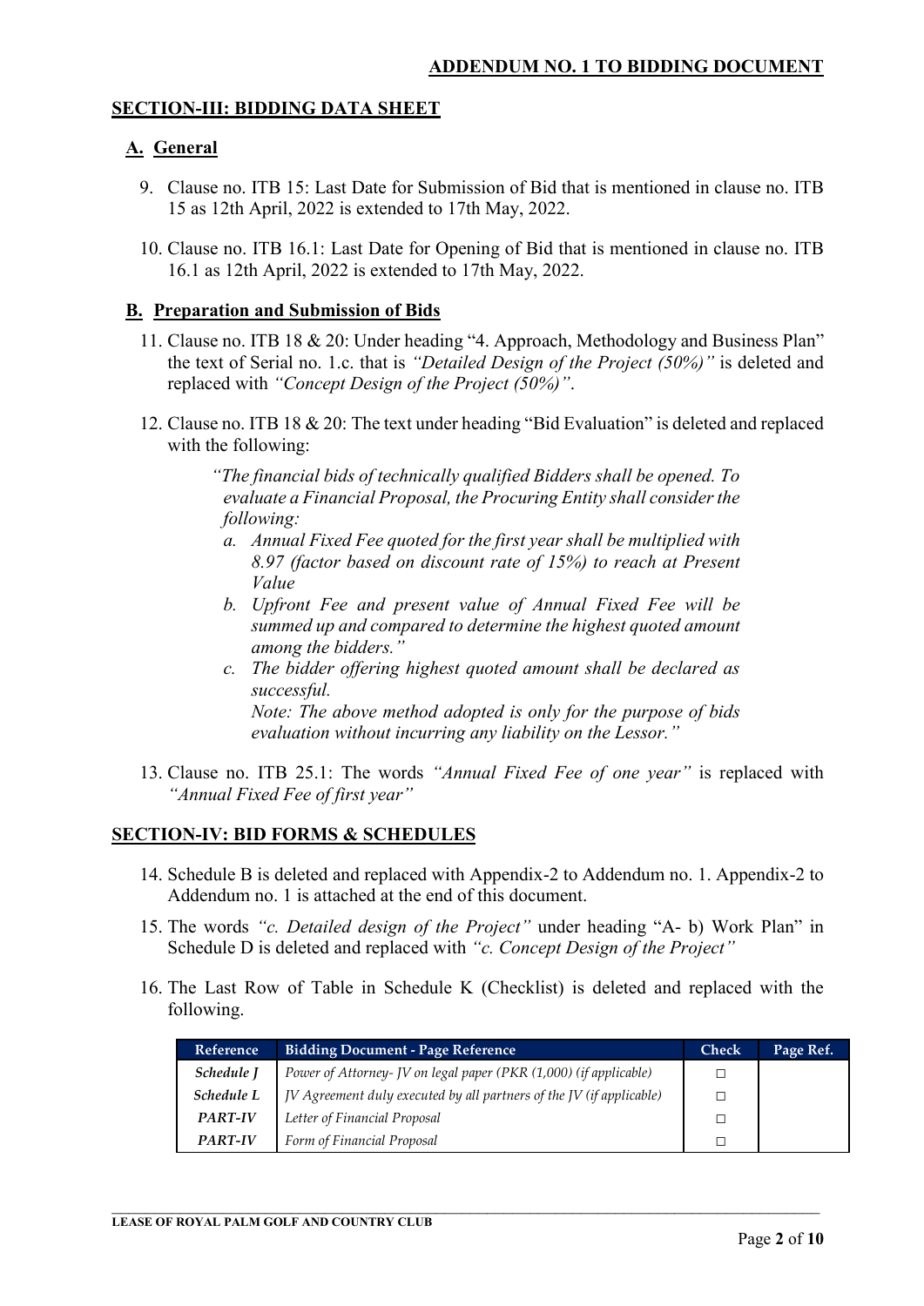## ADDENDUM NO. 1 TO BIDDING DOCUMENT

## SECTION-III: BIDDING DATA SHEET

### A. General

9. Clause no. ITB 15: Last Date for Submission of Bid that is mentioned in clause no. ITB 15 as 12th April, 2022 is extended to 17th May, 2022.

10. Clause no. ITB 16.1: Last Date for Opening of Bid that is mentioned in clause no. ITB 16.1 as 12th April, 2022 is extended to 17th May, 2022.

### B. Preparation and Submission of Bids

11. Clause no. ITB 18 & 20: Under heading "4. Approach, Methodology and Business Plan" the text of Serial no. 1.c. that is *"Detailed Design of the Project (50%)"* is deleted and replaced with *"Concept Design of the Project (50%)"*.

12. Clause no. ITB 18 & 20: The text under heading "Bid Evaluation" is deleted and replaced with the following:

    *"The financial bids of technically qualified Bidders shall be opened. To evaluate a Financial Proposal, the Procuring Entity shall consider the following:*

    *a. Annual Fixed Fee quoted for the first year shall be multiplied with 8.97 (factor based on discount rate of 15%) to reach at Present Value*
    *b. Upfront Fee and present value of Annual Fixed Fee will be summed up and compared to determine the highest quoted amount among the bidders."*
    *c. The bidder offering highest quoted amount shall be declared as successful.*
    *Note: The above method adopted is only for the purpose of bids evaluation without incurring any liability on the Lessor."*

13. Clause no. ITB 25.1: The words *"Annual Fixed Fee of one year"* is replaced with *"Annual Fixed Fee of first year"*

## SECTION-IV: BID FORMS & SCHEDULES

14. Schedule B is deleted and replaced with Appendix-2 to Addendum no. 1. Appendix-2 to Addendum no. 1 is attached at the end of this document.

15. The words *"c. Detailed design of the Project"* under heading "A- b) Work Plan" in Schedule D is deleted and replaced with *"c. Concept Design of the Project"*

16. The Last Row of Table in Schedule K (Checklist) is deleted and replaced with the following.

| Reference | Bidding Document - Page Reference | Check | Page Ref. |
|---|---|---|---|
| *Schedule J* | *Power of Attorney- JV on legal paper (PKR (1,000) (if applicable)* | □ | |
| *Schedule L* | *JV Agreement duly executed by all partners of the JV (if applicable)* | □ | |
| *PART-IV* | *Letter of Financial Proposal* | □ | |
| *PART-IV* | *Form of Financial Proposal* | □ | |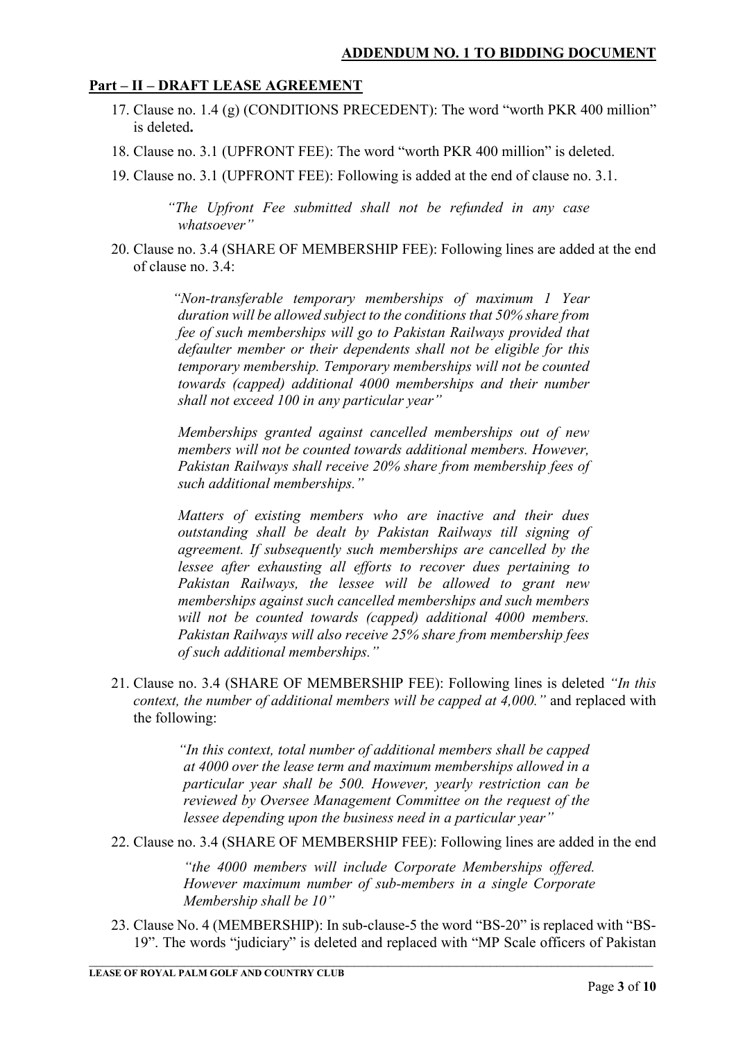## Part – II – DRAFT LEASE AGREEMENT

17. Clause no. 1.4 (g) (CONDITIONS PRECEDENT): The word "worth PKR 400 million" is deleted**.**
18. Clause no. 3.1 (UPFRONT FEE): The word "worth PKR 400 million" is deleted.
19. Clause no. 3.1 (UPFRONT FEE): Following is added at the end of clause no. 3.1.

    *"The Upfront Fee submitted shall not be refunded in any case whatsoever"*

20. Clause no. 3.4 (SHARE OF MEMBERSHIP FEE): Following lines are added at the end of clause no. 3.4:

    *"Non-transferable temporary memberships of maximum 1 Year duration will be allowed subject to the conditions that 50% share from fee of such memberships will go to Pakistan Railways provided that defaulter member or their dependents shall not be eligible for this temporary membership. Temporary memberships will not be counted towards (capped) additional 4000 memberships and their number shall not exceed 100 in any particular year"*

    *Memberships granted against cancelled memberships out of new members will not be counted towards additional members. However, Pakistan Railways shall receive 20% share from membership fees of such additional memberships."*

    *Matters of existing members who are inactive and their dues outstanding shall be dealt by Pakistan Railways till signing of agreement. If subsequently such memberships are cancelled by the lessee after exhausting all efforts to recover dues pertaining to Pakistan Railways, the lessee will be allowed to grant new memberships against such cancelled memberships and such members will not be counted towards (capped) additional 4000 members. Pakistan Railways will also receive 25% share from membership fees of such additional memberships."*

21. Clause no. 3.4 (SHARE OF MEMBERSHIP FEE): Following lines is deleted *"In this context, the number of additional members will be capped at 4,000."* and replaced with the following:

    *"In this context, total number of additional members shall be capped at 4000 over the lease term and maximum memberships allowed in a particular year shall be 500. However, yearly restriction can be reviewed by Oversee Management Committee on the request of the lessee depending upon the business need in a particular year"*

22. Clause no. 3.4 (SHARE OF MEMBERSHIP FEE): Following lines are added in the end

    *"the 4000 members will include Corporate Memberships offered. However maximum number of sub-members in a single Corporate Membership shall be 10"*

23. Clause No. 4 (MEMBERSHIP): In sub-clause-5 the word "BS-20" is replaced with "BS-19". The words "judiciary" is deleted and replaced with "MP Scale officers of Pakistan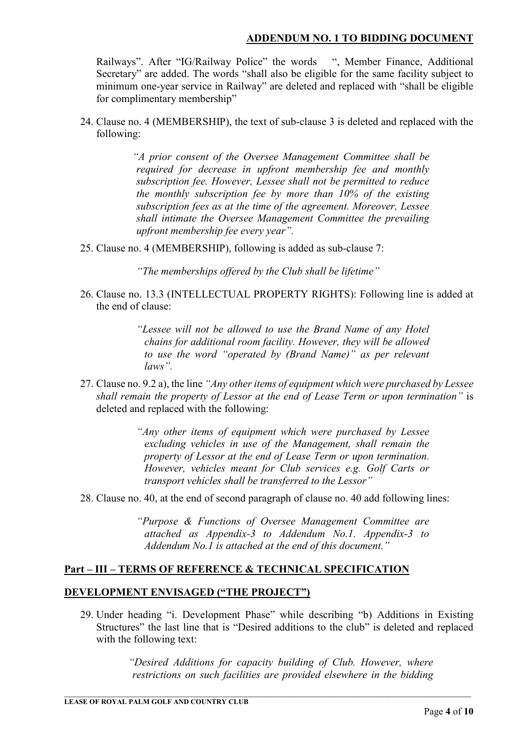Railways". After "IG/Railway Police" the words ", Member Finance, Additional Secretary" are added. The words "shall also be eligible for the same facility subject to minimum one-year service in Railway" are deleted and replaced with "shall be eligible for complimentary membership"

24. Clause no. 4 (MEMBERSHIP), the text of sub-clause 3 is deleted and replaced with the following:

    > *"A prior consent of the Oversee Management Committee shall be required for decrease in upfront membership fee and monthly subscription fee. However, Lessee shall not be permitted to reduce the monthly subscription fee by more than 10% of the existing subscription fees as at the time of the agreement. Moreover, Lessee shall intimate the Oversee Management Committee the prevailing upfront membership fee every year".*

25. Clause no. 4 (MEMBERSHIP), following is added as sub-clause 7:

    > *"The memberships offered by the Club shall be lifetime"*

26. Clause no. 13.3 (INTELLECTUAL PROPERTY RIGHTS): Following line is added at the end of clause:

    > *"Lessee will not be allowed to use the Brand Name of any Hotel chains for additional room facility. However, they will be allowed to use the word "operated by (Brand Name)" as per relevant laws".*

27. Clause no. 9.2 a), the line *"Any other items of equipment which were purchased by Lessee shall remain the property of Lessor at the end of Lease Term or upon termination"* is deleted and replaced with the following:

    > *"Any other items of equipment which were purchased by Lessee excluding vehicles in use of the Management, shall remain the property of Lessor at the end of Lease Term or upon termination. However, vehicles meant for Club services e.g. Golf Carts or transport vehicles shall be transferred to the Lessor"*

28. Clause no. 40, at the end of second paragraph of clause no. 40 add following lines:

    > *"Purpose & Functions of Oversee Management Committee are attached as Appendix-3 to Addendum No.1. Appendix-3 to Addendum No.1 is attached at the end of this document."*

## Part – III – TERMS OF REFERENCE & TECHNICAL SPECIFICATION

## DEVELOPMENT ENVISAGED ("THE PROJECT")

29. Under heading "i. Development Phase" while describing "b) Additions in Existing Structures" the last line that is "Desired additions to the club" is deleted and replaced with the following text:

    > *"Desired Additions for capacity building of Club. However, where restrictions on such facilities are provided elsewhere in the bidding*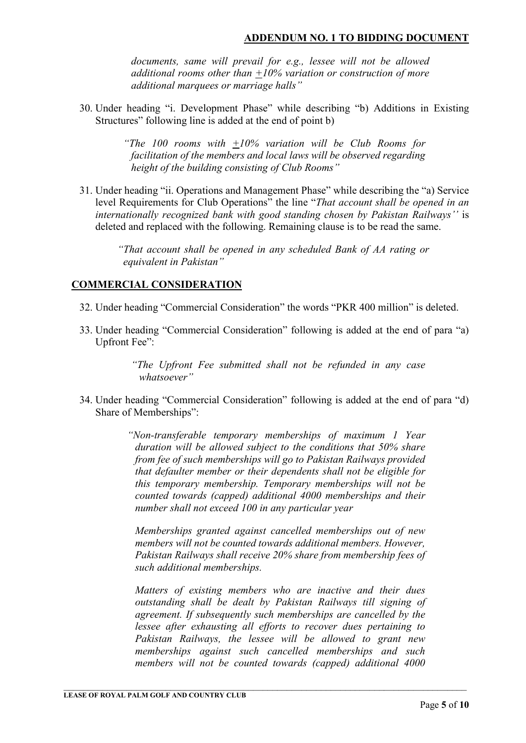*documents, same will prevail for e.g., lessee will not be allowed additional rooms other than ±10% variation or construction of more additional marquees or marriage halls"*

30. Under heading "i. Development Phase" while describing "b) Additions in Existing Structures" following line is added at the end of point b)

    *"The 100 rooms with ±10% variation will be Club Rooms for facilitation of the members and local laws will be observed regarding height of the building consisting of Club Rooms"*

31. Under heading "ii. Operations and Management Phase" while describing the "a) Service level Requirements for Club Operations" the line "*That account shall be opened in an internationally recognized bank with good standing chosen by Pakistan Railways''* is deleted and replaced with the following. Remaining clause is to be read the same.

    *"That account shall be opened in any scheduled Bank of AA rating or equivalent in Pakistan"*

## COMMERCIAL CONSIDERATION

32. Under heading "Commercial Consideration" the words "PKR 400 million" is deleted.

33. Under heading "Commercial Consideration" following is added at the end of para "a) Upfront Fee":

    *"The Upfront Fee submitted shall not be refunded in any case whatsoever"*

34. Under heading "Commercial Consideration" following is added at the end of para "d) Share of Memberships":

    *"Non-transferable temporary memberships of maximum 1 Year duration will be allowed subject to the conditions that 50% share from fee of such memberships will go to Pakistan Railways provided that defaulter member or their dependents shall not be eligible for this temporary membership. Temporary memberships will not be counted towards (capped) additional 4000 memberships and their number shall not exceed 100 in any particular year*

    *Memberships granted against cancelled memberships out of new members will not be counted towards additional members. However, Pakistan Railways shall receive 20% share from membership fees of such additional memberships.*

    *Matters of existing members who are inactive and their dues outstanding shall be dealt by Pakistan Railways till signing of agreement. If subsequently such memberships are cancelled by the lessee after exhausting all efforts to recover dues pertaining to Pakistan Railways, the lessee will be allowed to grant new memberships against such cancelled memberships and such members will not be counted towards (capped) additional 4000*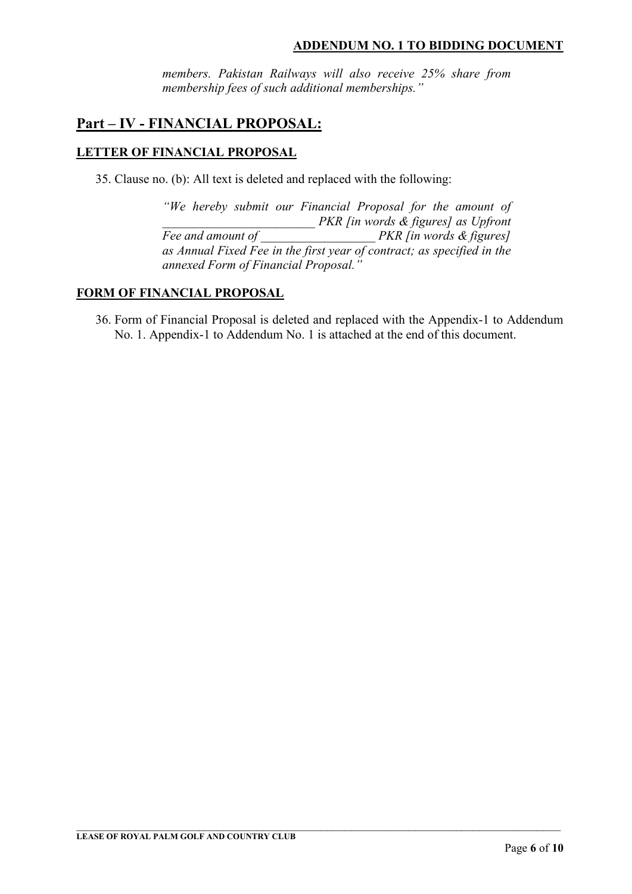*members. Pakistan Railways will also receive 25% share from membership fees of such additional memberships."*

## Part – IV - FINANCIAL PROPOSAL:

### LETTER OF FINANCIAL PROPOSAL

35. Clause no. (b): All text is deleted and replaced with the following:

> *"We hereby submit our Financial Proposal for the amount of ________________________ PKR [in words & figures] as Upfront Fee and amount of __________________ PKR [in words & figures] as Annual Fixed Fee in the first year of contract; as specified in the annexed Form of Financial Proposal."*

### FORM OF FINANCIAL PROPOSAL

36. Form of Financial Proposal is deleted and replaced with the Appendix-1 to Addendum No. 1. Appendix-1 to Addendum No. 1 is attached at the end of this document.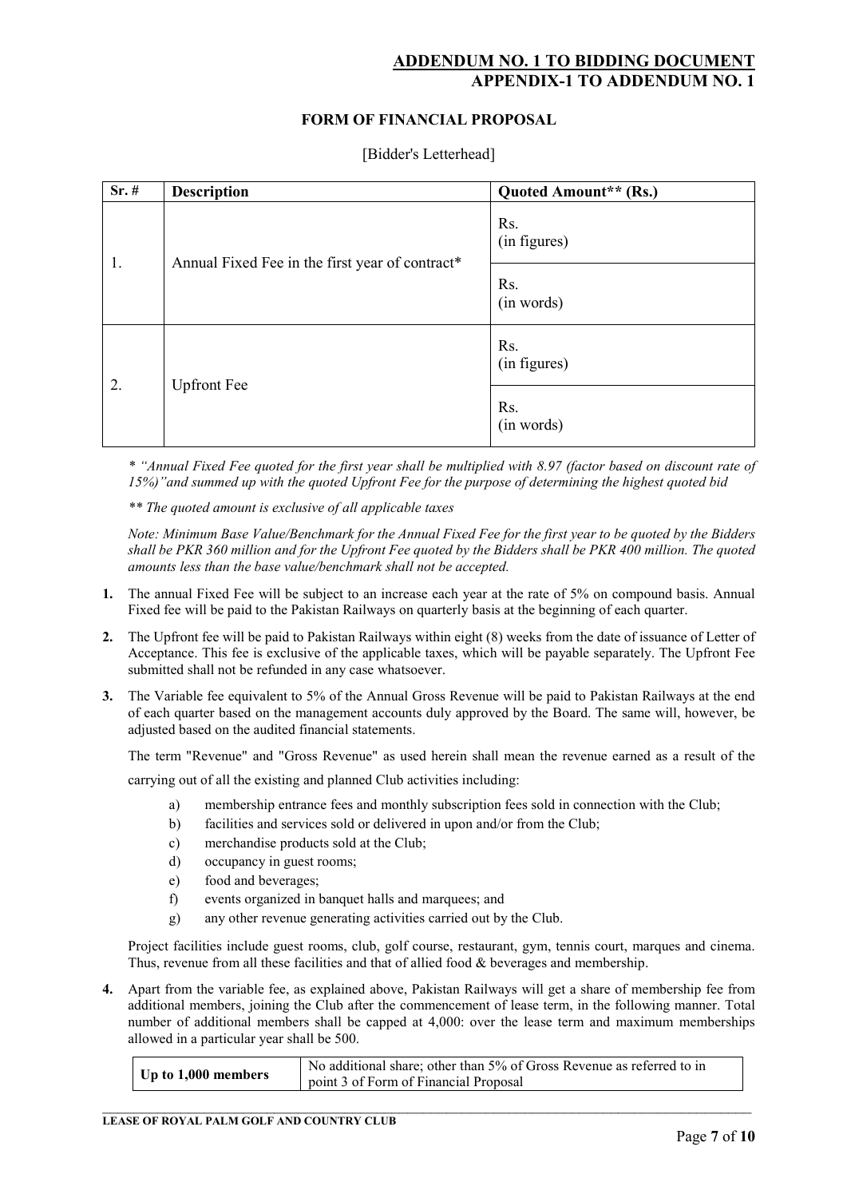## ADDENDUM NO. 1 TO BIDDING DOCUMENT
## APPENDIX-1 TO ADDENDUM NO. 1

### FORM OF FINANCIAL PROPOSAL

[Bidder's Letterhead]

| Sr. # | Description | Quoted Amount** (Rs.) |
|---|---|---|
| 1. | Annual Fixed Fee in the first year of contract* | Rs. (in figures) |
| | | Rs. (in words) |
| 2. | Upfront Fee | Rs. (in figures) |
| | | Rs. (in words) |

*\* "Annual Fixed Fee quoted for the first year shall be multiplied with 8.97 (factor based on discount rate of 15%)"and summed up with the quoted Upfront Fee for the purpose of determining the highest quoted bid*

*\*\* The quoted amount is exclusive of all applicable taxes*

*Note: Minimum Base Value/Benchmark for the Annual Fixed Fee for the first year to be quoted by the Bidders shall be PKR 360 million and for the Upfront Fee quoted by the Bidders shall be PKR 400 million. The quoted amounts less than the base value/benchmark shall not be accepted.*

1. The annual Fixed Fee will be subject to an increase each year at the rate of 5% on compound basis. Annual Fixed fee will be paid to the Pakistan Railways on quarterly basis at the beginning of each quarter.

2. The Upfront fee will be paid to Pakistan Railways within eight (8) weeks from the date of issuance of Letter of Acceptance. This fee is exclusive of the applicable taxes, which will be payable separately. The Upfront Fee submitted shall not be refunded in any case whatsoever.

3. The Variable fee equivalent to 5% of the Annual Gross Revenue will be paid to Pakistan Railways at the end of each quarter based on the management accounts duly approved by the Board. The same will, however, be adjusted based on the audited financial statements.

   The term "Revenue" and "Gross Revenue" as used herein shall mean the revenue earned as a result of the carrying out of all the existing and planned Club activities including:

   a) membership entrance fees and monthly subscription fees sold in connection with the Club;
   b) facilities and services sold or delivered in upon and/or from the Club;
   c) merchandise products sold at the Club;
   d) occupancy in guest rooms;
   e) food and beverages;
   f) events organized in banquet halls and marquees; and
   g) any other revenue generating activities carried out by the Club.

   Project facilities include guest rooms, club, golf course, restaurant, gym, tennis court, marques and cinema. Thus, revenue from all these facilities and that of allied food & beverages and membership.

4. Apart from the variable fee, as explained above, Pakistan Railways will get a share of membership fee from additional members, joining the Club after the commencement of lease term, in the following manner. Total number of additional members shall be capped at 4,000: over the lease term and maximum memberships allowed in a particular year shall be 500.

| Up to 1,000 members | No additional share; other than 5% of Gross Revenue as referred to in point 3 of Form of Financial Proposal |
|---|---|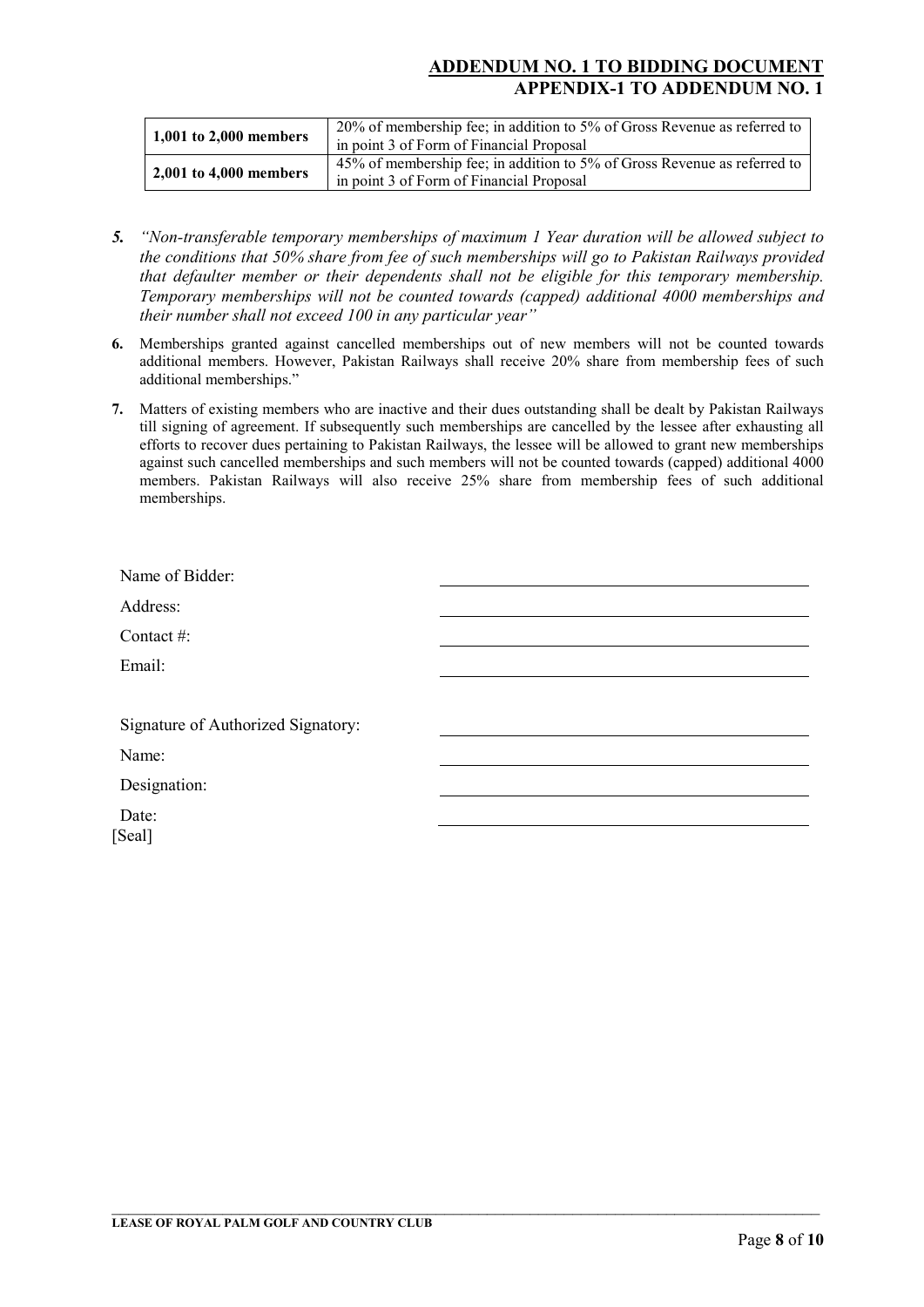**ADDENDUM NO. 1 TO BIDDING DOCUMENT**
**APPENDIX-1 TO ADDENDUM NO. 1**

| | |
|---|---|
| **1,001 to 2,000 members** | 20% of membership fee; in addition to 5% of Gross Revenue as referred to in point 3 of Form of Financial Proposal |
| **2,001 to 4,000 members** | 45% of membership fee; in addition to 5% of Gross Revenue as referred to in point 3 of Form of Financial Proposal |

***5.*** *"Non-transferable temporary memberships of maximum 1 Year duration will be allowed subject to the conditions that 50% share from fee of such memberships will go to Pakistan Railways provided that defaulter member or their dependents shall not be eligible for this temporary membership. Temporary memberships will not be counted towards (capped) additional 4000 memberships and their number shall not exceed 100 in any particular year"*

**6.** Memberships granted against cancelled memberships out of new members will not be counted towards additional members. However, Pakistan Railways shall receive 20% share from membership fees of such additional memberships."

**7.** Matters of existing members who are inactive and their dues outstanding shall be dealt by Pakistan Railways till signing of agreement. If subsequently such memberships are cancelled by the lessee after exhausting all efforts to recover dues pertaining to Pakistan Railways, the lessee will be allowed to grant new memberships against such cancelled memberships and such members will not be counted towards (capped) additional 4000 members. Pakistan Railways will also receive 25% share from membership fees of such additional memberships.

Name of Bidder: ______________________________

Address: ______________________________

Contact #: ______________________________

Email: ______________________________

Signature of Authorized Signatory: ______________________________

Name: ______________________________

Designation: ______________________________

Date: ______________________________

[Seal]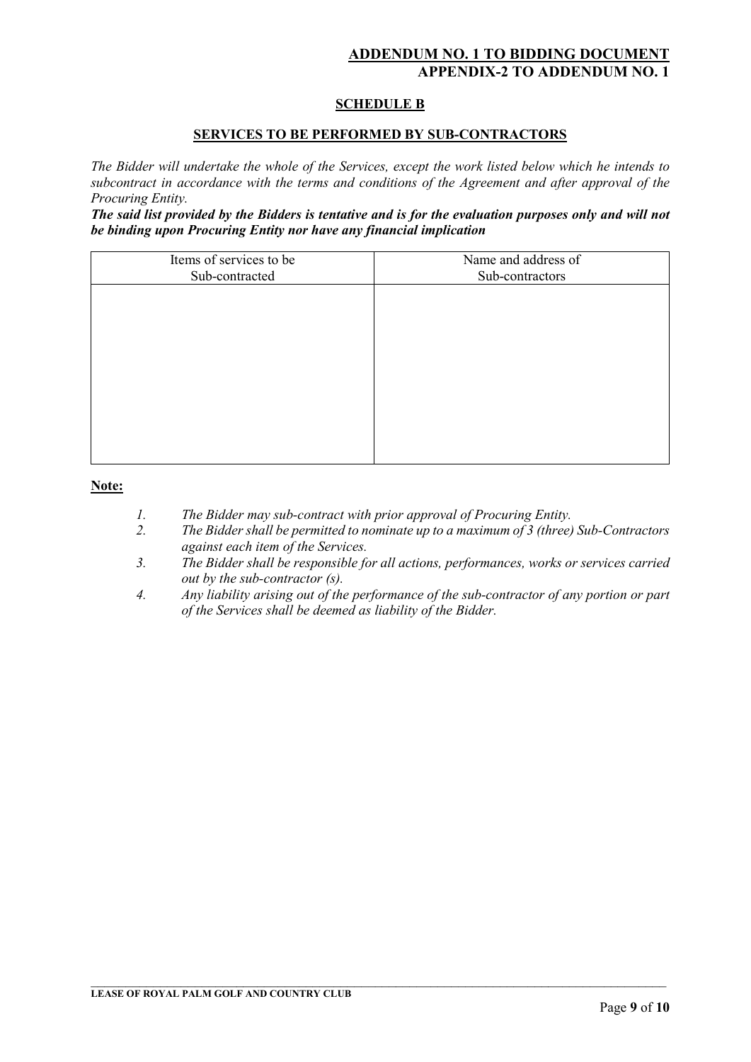**ADDENDUM NO. 1 TO BIDDING DOCUMENT**
**APPENDIX-2 TO ADDENDUM NO. 1**

## SCHEDULE B

### SERVICES TO BE PERFORMED BY SUB-CONTRACTORS

*The Bidder will undertake the whole of the Services, except the work listed below which he intends to subcontract in accordance with the terms and conditions of the Agreement and after approval of the Procuring Entity.*

***The said list provided by the Bidders is tentative and is for the evaluation purposes only and will not be binding upon Procuring Entity nor have any financial implication***

| Items of services to be Sub-contracted | Name and address of Sub-contractors |
|---|---|
| | |

**Note:**

1. *The Bidder may sub-contract with prior approval of Procuring Entity.*
2. *The Bidder shall be permitted to nominate up to a maximum of 3 (three) Sub-Contractors against each item of the Services.*
3. *The Bidder shall be responsible for all actions, performances, works or services carried out by the sub-contractor (s).*
4. *Any liability arising out of the performance of the sub-contractor of any portion or part of the Services shall be deemed as liability of the Bidder.*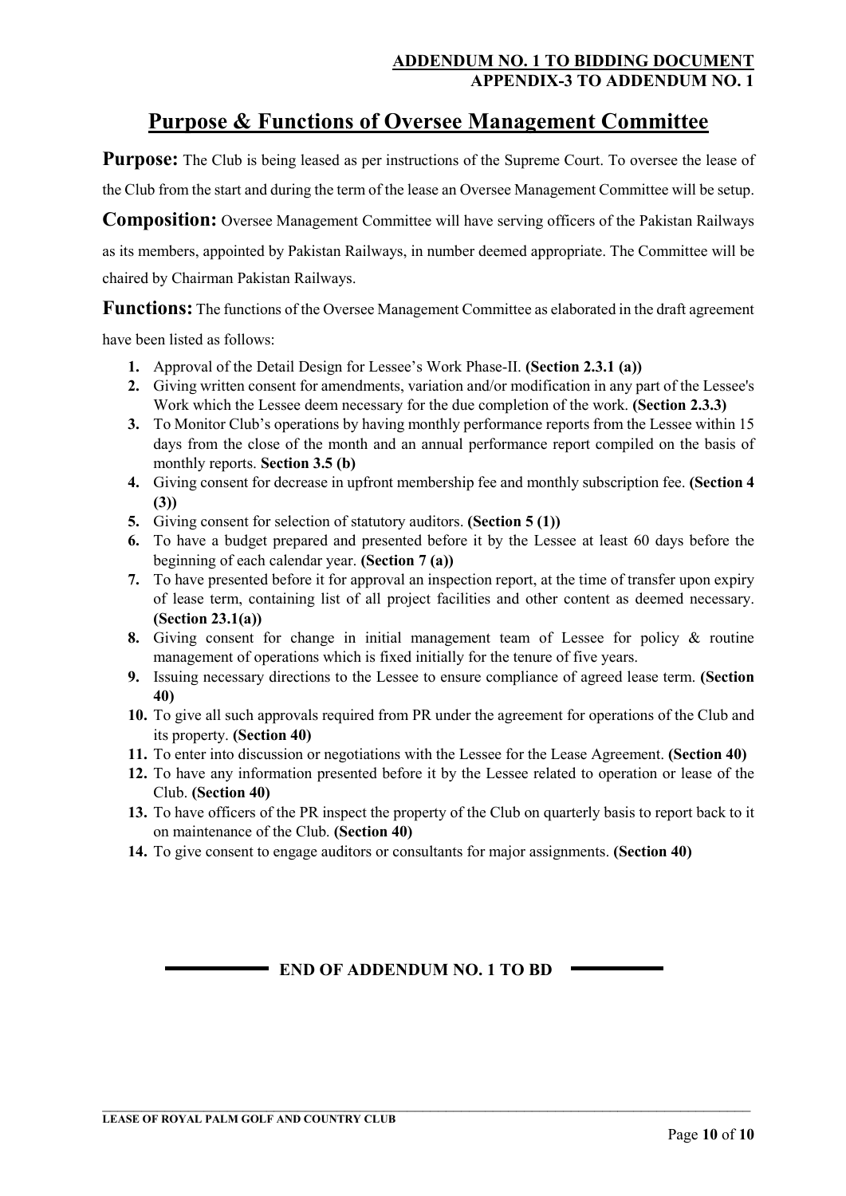**ADDENDUM NO. 1 TO BIDDING DOCUMENT**
**APPENDIX-3 TO ADDENDUM NO. 1**

# Purpose & Functions of Oversee Management Committee

**Purpose:** The Club is being leased as per instructions of the Supreme Court. To oversee the lease of the Club from the start and during the term of the lease an Oversee Management Committee will be setup.

**Composition:** Oversee Management Committee will have serving officers of the Pakistan Railways as its members, appointed by Pakistan Railways, in number deemed appropriate. The Committee will be chaired by Chairman Pakistan Railways.

**Functions:** The functions of the Oversee Management Committee as elaborated in the draft agreement have been listed as follows:

1. Approval of the Detail Design for Lessee's Work Phase-II. **(Section 2.3.1 (a))**
2. Giving written consent for amendments, variation and/or modification in any part of the Lessee's Work which the Lessee deem necessary for the due completion of the work. **(Section 2.3.3)**
3. To Monitor Club's operations by having monthly performance reports from the Lessee within 15 days from the close of the month and an annual performance report compiled on the basis of monthly reports. **Section 3.5 (b)**
4. Giving consent for decrease in upfront membership fee and monthly subscription fee. **(Section 4 (3))**
5. Giving consent for selection of statutory auditors. **(Section 5 (1))**
6. To have a budget prepared and presented before it by the Lessee at least 60 days before the beginning of each calendar year. **(Section 7 (a))**
7. To have presented before it for approval an inspection report, at the time of transfer upon expiry of lease term, containing list of all project facilities and other content as deemed necessary. **(Section 23.1(a))**
8. Giving consent for change in initial management team of Lessee for policy & routine management of operations which is fixed initially for the tenure of five years.
9. Issuing necessary directions to the Lessee to ensure compliance of agreed lease term. **(Section 40)**
10. To give all such approvals required from PR under the agreement for operations of the Club and its property. **(Section 40)**
11. To enter into discussion or negotiations with the Lessee for the Lease Agreement. **(Section 40)**
12. To have any information presented before it by the Lessee related to operation or lease of the Club. **(Section 40)**
13. To have officers of the PR inspect the property of the Club on quarterly basis to report back to it on maintenance of the Club. **(Section 40)**
14. To give consent to engage auditors or consultants for major assignments. **(Section 40)**

**END OF ADDENDUM NO. 1 TO BD**